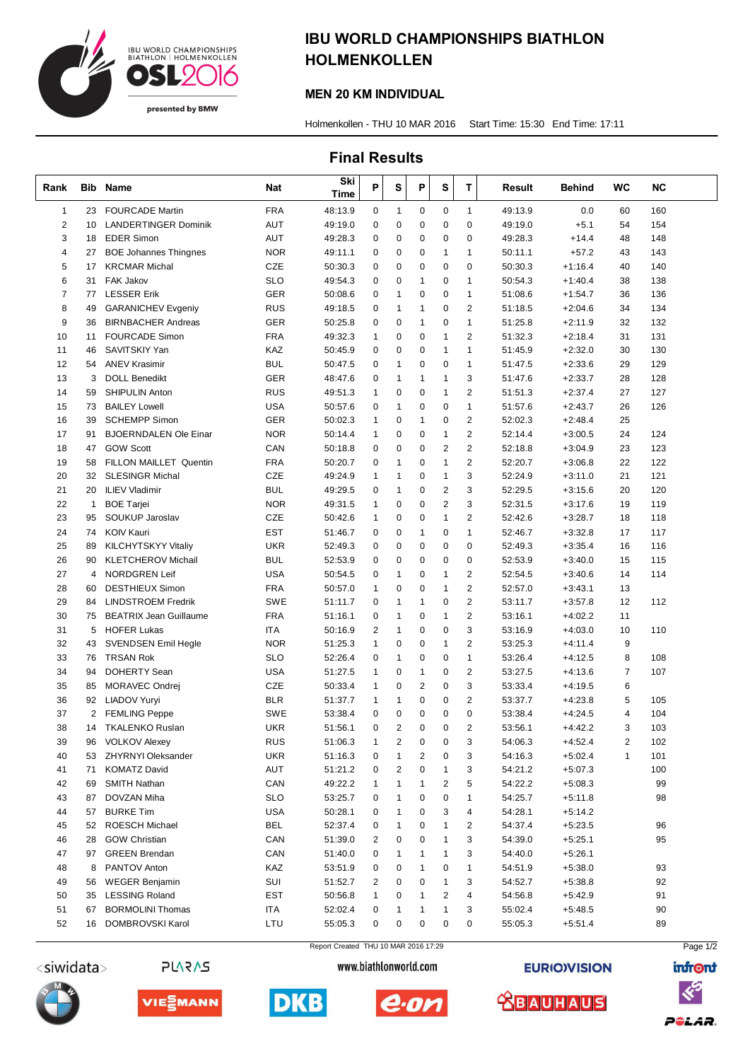# IBU WORLD CHAMPIONSHIPS BIATHLON HOLMENKOLLEN

## MEN 20 KM INDIVIDUAL

Holmenkollen - THU 10 MAR 2016 Start Time: 15:30 End Time: 17:11

## Final Results

| Rank | Bib | Name | Nat | Ski Time | P | S | P | S | T | Result | Behind | WC | NC |
|---|---|---|---|---|---|---|---|---|---|---|---|---|---|
| 1 | 23 | FOURCADE Martin | FRA | 48:13.9 | 0 | 1 | 0 | 0 | 1 | 49:13.9 | 0.0 | 60 | 160 |
| 2 | 10 | LANDERTINGER Dominik | AUT | 49:19.0 | 0 | 0 | 0 | 0 | 0 | 49:19.0 | +5.1 | 54 | 154 |
| 3 | 18 | EDER Simon | AUT | 49:28.3 | 0 | 0 | 0 | 0 | 0 | 49:28.3 | +14.4 | 48 | 148 |
| 4 | 27 | BOE Johannes Thingnes | NOR | 49:11.1 | 0 | 0 | 0 | 1 | 1 | 50:11.1 | +57.2 | 43 | 143 |
| 5 | 17 | KRCMAR Michal | CZE | 50:30.3 | 0 | 0 | 0 | 0 | 0 | 50:30.3 | +1:16.4 | 40 | 140 |
| 6 | 31 | FAK Jakov | SLO | 49:54.3 | 0 | 0 | 1 | 0 | 1 | 50:54.3 | +1:40.4 | 38 | 138 |
| 7 | 77 | LESSER Erik | GER | 50:08.6 | 0 | 1 | 0 | 0 | 1 | 51:08.6 | +1:54.7 | 36 | 136 |
| 8 | 49 | GARANICHEV Evgeniy | RUS | 49:18.5 | 0 | 1 | 1 | 0 | 2 | 51:18.5 | +2:04.6 | 34 | 134 |
| 9 | 36 | BIRNBACHER Andreas | GER | 50:25.8 | 0 | 0 | 1 | 0 | 1 | 51:25.8 | +2:11.9 | 32 | 132 |
| 10 | 11 | FOURCADE Simon | FRA | 49:32.3 | 1 | 0 | 0 | 1 | 2 | 51:32.3 | +2:18.4 | 31 | 131 |
| 11 | 46 | SAVITSKIY Yan | KAZ | 50:45.9 | 0 | 0 | 0 | 1 | 1 | 51:45.9 | +2:32.0 | 30 | 130 |
| 12 | 54 | ANEV Krasimir | BUL | 50:47.5 | 0 | 1 | 0 | 0 | 1 | 51:47.5 | +2:33.6 | 29 | 129 |
| 13 | 3 | DOLL Benedikt | GER | 48:47.6 | 0 | 1 | 1 | 1 | 3 | 51:47.6 | +2:33.7 | 28 | 128 |
| 14 | 59 | SHIPULIN Anton | RUS | 49:51.3 | 1 | 0 | 0 | 1 | 2 | 51:51.3 | +2:37.4 | 27 | 127 |
| 15 | 73 | BAILEY Lowell | USA | 50:57.6 | 0 | 1 | 0 | 0 | 1 | 51:57.6 | +2:43.7 | 26 | 126 |
| 16 | 39 | SCHEMPP Simon | GER | 50:02.3 | 1 | 0 | 1 | 0 | 2 | 52:02.3 | +2:48.4 | 25 | |
| 17 | 91 | BJOERNDALEN Ole Einar | NOR | 50:14.4 | 1 | 0 | 0 | 1 | 2 | 52:14.4 | +3:00.5 | 24 | 124 |
| 18 | 47 | GOW Scott | CAN | 50:18.8 | 0 | 0 | 0 | 2 | 2 | 52:18.8 | +3:04.9 | 23 | 123 |
| 19 | 58 | FILLON MAILLET Quentin | FRA | 50:20.7 | 0 | 1 | 0 | 1 | 2 | 52:20.7 | +3:06.8 | 22 | 122 |
| 20 | 32 | SLESINGR Michal | CZE | 49:24.9 | 1 | 1 | 0 | 1 | 3 | 52:24.9 | +3:11.0 | 21 | 121 |
| 21 | 20 | ILIEV Vladimir | BUL | 49:29.5 | 0 | 1 | 0 | 2 | 3 | 52:29.5 | +3:15.6 | 20 | 120 |
| 22 | 1 | BOE Tarjei | NOR | 49:31.5 | 1 | 0 | 0 | 2 | 3 | 52:31.5 | +3:17.6 | 19 | 119 |
| 23 | 95 | SOUKUP Jaroslav | CZE | 50:42.6 | 1 | 0 | 0 | 1 | 2 | 52:42.6 | +3:28.7 | 18 | 118 |
| 24 | 74 | KOIV Kauri | EST | 51:46.7 | 0 | 0 | 1 | 0 | 1 | 52:46.7 | +3:32.8 | 17 | 117 |
| 25 | 89 | KILCHYTSKYY Vitaliy | UKR | 52:49.3 | 0 | 0 | 0 | 0 | 0 | 52:49.3 | +3:35.4 | 16 | 116 |
| 26 | 90 | KLETCHEROV Michail | BUL | 52:53.9 | 0 | 0 | 0 | 0 | 0 | 52:53.9 | +3:40.0 | 15 | 115 |
| 27 | 4 | NORDGREN Leif | USA | 50:54.5 | 0 | 1 | 0 | 1 | 2 | 52:54.5 | +3:40.6 | 14 | 114 |
| 28 | 60 | DESTHIEUX Simon | FRA | 50:57.0 | 1 | 0 | 0 | 1 | 2 | 52:57.0 | +3:43.1 | 13 | |
| 29 | 84 | LINDSTROEM Fredrik | SWE | 51:11.7 | 0 | 1 | 1 | 0 | 2 | 53:11.7 | +3:57.8 | 12 | 112 |
| 30 | 75 | BEATRIX Jean Guillaume | FRA | 51:16.1 | 0 | 1 | 0 | 1 | 2 | 53:16.1 | +4:02.2 | 11 | |
| 31 | 5 | HOFER Lukas | ITA | 50:16.9 | 2 | 1 | 0 | 0 | 3 | 53:16.9 | +4:03.0 | 10 | 110 |
| 32 | 43 | SVENDSEN Emil Hegle | NOR | 51:25.3 | 1 | 0 | 0 | 1 | 2 | 53:25.3 | +4:11.4 | 9 | |
| 33 | 76 | TRSAN Rok | SLO | 52:26.4 | 0 | 1 | 0 | 0 | 1 | 53:26.4 | +4:12.5 | 8 | 108 |
| 34 | 94 | DOHERTY Sean | USA | 51:27.5 | 1 | 0 | 1 | 0 | 2 | 53:27.5 | +4:13.6 | 7 | 107 |
| 35 | 85 | MORAVEC Ondrej | CZE | 50:33.4 | 1 | 0 | 2 | 0 | 3 | 53:33.4 | +4:19.5 | 6 | |
| 36 | 92 | LIADOV Yuryi | BLR | 51:37.7 | 1 | 1 | 0 | 0 | 2 | 53:37.7 | +4:23.8 | 5 | 105 |
| 37 | 2 | FEMLING Peppe | SWE | 53:38.4 | 0 | 0 | 0 | 0 | 0 | 53:38.4 | +4:24.5 | 4 | 104 |
| 38 | 14 | TKALENKO Ruslan | UKR | 51:56.1 | 0 | 2 | 0 | 0 | 2 | 53:56.1 | +4:42.2 | 3 | 103 |
| 39 | 96 | VOLKOV Alexey | RUS | 51:06.3 | 1 | 2 | 0 | 0 | 3 | 54:06.3 | +4:52.4 | 2 | 102 |
| 40 | 53 | ZHYRNYI Oleksander | UKR | 51:16.3 | 0 | 1 | 2 | 0 | 3 | 54:16.3 | +5:02.4 | 1 | 101 |
| 41 | 71 | KOMATZ David | AUT | 51:21.2 | 0 | 2 | 0 | 1 | 3 | 54:21.2 | +5:07.3 | | 100 |
| 42 | 69 | SMITH Nathan | CAN | 49:22.2 | 1 | 1 | 1 | 2 | 5 | 54:22.2 | +5:08.3 | | 99 |
| 43 | 87 | DOVZAN Miha | SLO | 53:25.7 | 0 | 1 | 0 | 0 | 1 | 54:25.7 | +5:11.8 | | 98 |
| 44 | 57 | BURKE Tim | USA | 50:28.1 | 0 | 1 | 0 | 3 | 4 | 54:28.1 | +5:14.2 | | |
| 45 | 52 | ROESCH Michael | BEL | 52:37.4 | 0 | 1 | 0 | 1 | 2 | 54:37.4 | +5:23.5 | | 96 |
| 46 | 28 | GOW Christian | CAN | 51:39.0 | 2 | 0 | 0 | 1 | 3 | 54:39.0 | +5:25.1 | | 95 |
| 47 | 97 | GREEN Brendan | CAN | 51:40.0 | 0 | 1 | 1 | 1 | 3 | 54:40.0 | +5:26.1 | | |
| 48 | 8 | PANTOV Anton | KAZ | 53:51.9 | 0 | 0 | 1 | 0 | 1 | 54:51.9 | +5:38.0 | | 93 |
| 49 | 56 | WEGER Benjamin | SUI | 51:52.7 | 2 | 0 | 0 | 1 | 3 | 54:52.7 | +5:38.8 | | 92 |
| 50 | 35 | LESSING Roland | EST | 50:56.8 | 1 | 0 | 1 | 2 | 4 | 54:56.8 | +5:42.9 | | 91 |
| 51 | 67 | BORMOLINI Thomas | ITA | 52:02.4 | 0 | 1 | 1 | 1 | 3 | 55:02.4 | +5:48.5 | | 90 |
| 52 | 16 | DOMBROVSKI Karol | LTU | 55:05.3 | 0 | 0 | 0 | 0 | 0 | 55:05.3 | +5:51.4 | | 89 |

Report Created THU 10 MAR 2016 17:29

www.biathlonworld.com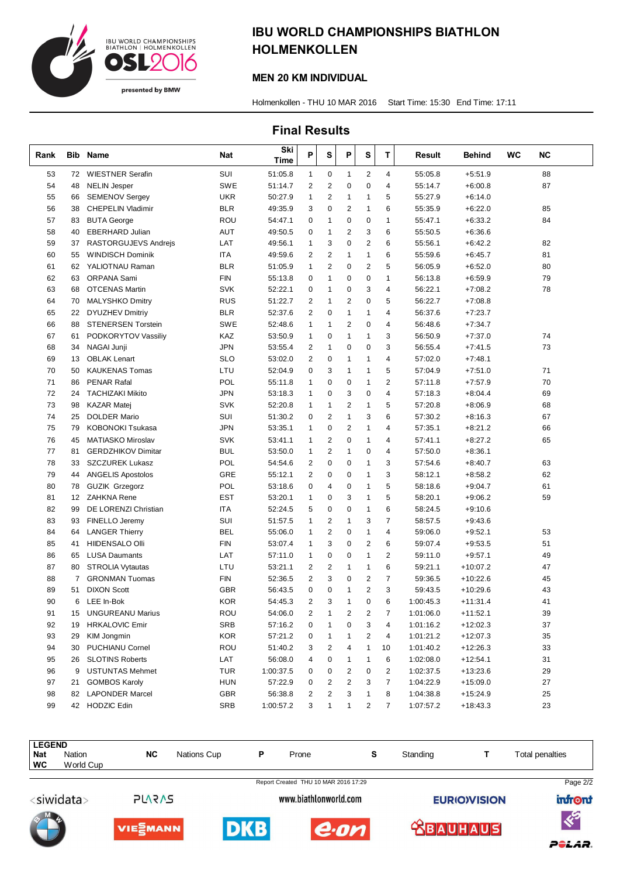# IBU WORLD CHAMPIONSHIPS BIATHLON HOLMENKOLLEN

## MEN 20 KM INDIVIDUAL

Holmenkollen - THU 10 MAR 2016 Start Time: 15:30 End Time: 17:11

### Final Results

| Rank | Bib | Name | Nat | Ski Time | P | S | P | S | T | Result | Behind | WC | NC |
|---|---|---|---|---|---|---|---|---|---|---|---|---|---|
| 53 | 72 | WIESTNER Serafin | SUI | 51:05.8 | 1 | 0 | 1 | 2 | 4 | 55:05.8 | +5:51.9 | | 88 |
| 54 | 48 | NELIN Jesper | SWE | 51:14.7 | 2 | 2 | 0 | 0 | 4 | 55:14.7 | +6:00.8 | | 87 |
| 55 | 66 | SEMENOV Sergey | UKR | 50:27.9 | 1 | 2 | 1 | 1 | 5 | 55:27.9 | +6:14.0 | | |
| 56 | 38 | CHEPELIN Vladimir | BLR | 49:35.9 | 3 | 0 | 2 | 1 | 6 | 55:35.9 | +6:22.0 | | 85 |
| 57 | 83 | BUTA George | ROU | 54:47.1 | 0 | 1 | 0 | 0 | 1 | 55:47.1 | +6:33.2 | | 84 |
| 58 | 40 | EBERHARD Julian | AUT | 49:50.5 | 0 | 1 | 2 | 3 | 6 | 55:50.5 | +6:36.6 | | |
| 59 | 37 | RASTORGUJEVS Andrejs | LAT | 49:56.1 | 1 | 3 | 0 | 2 | 6 | 55:56.1 | +6:42.2 | | 82 |
| 60 | 55 | WINDISCH Dominik | ITA | 49:59.6 | 2 | 2 | 1 | 1 | 6 | 55:59.6 | +6:45.7 | | 81 |
| 61 | 62 | YALIOTNAU Raman | BLR | 51:05.9 | 1 | 2 | 0 | 2 | 5 | 56:05.9 | +6:52.0 | | 80 |
| 62 | 63 | ORPANA Sami | FIN | 55:13.8 | 0 | 1 | 0 | 0 | 1 | 56:13.8 | +6:59.9 | | 79 |
| 63 | 68 | OTCENAS Martin | SVK | 52:22.1 | 0 | 1 | 0 | 3 | 4 | 56:22.1 | +7:08.2 | | 78 |
| 64 | 70 | MALYSHKO Dmitry | RUS | 51:22.7 | 2 | 1 | 2 | 0 | 5 | 56:22.7 | +7:08.8 | | |
| 65 | 22 | DYUZHEV Dmitriy | BLR | 52:37.6 | 2 | 0 | 1 | 1 | 4 | 56:37.6 | +7:23.7 | | |
| 66 | 88 | STENERSEN Torstein | SWE | 52:48.6 | 1 | 1 | 2 | 0 | 4 | 56:48.6 | +7:34.7 | | |
| 67 | 61 | PODKORYTOV Vassiliy | KAZ | 53:50.9 | 1 | 0 | 1 | 1 | 3 | 56:50.9 | +7:37.0 | | 74 |
| 68 | 34 | NAGAI Junji | JPN | 53:55.4 | 2 | 1 | 0 | 0 | 3 | 56:55.4 | +7:41.5 | | 73 |
| 69 | 13 | OBLAK Lenart | SLO | 53:02.0 | 2 | 0 | 1 | 1 | 4 | 57:02.0 | +7:48.1 | | |
| 70 | 50 | KAUKENAS Tomas | LTU | 52:04.9 | 0 | 3 | 1 | 1 | 5 | 57:04.9 | +7:51.0 | | 71 |
| 71 | 86 | PENAR Rafal | POL | 55:11.8 | 1 | 0 | 0 | 1 | 2 | 57:11.8 | +7:57.9 | | 70 |
| 72 | 24 | TACHIZAKI Mikito | JPN | 53:18.3 | 1 | 0 | 3 | 0 | 4 | 57:18.3 | +8:04.4 | | 69 |
| 73 | 98 | KAZAR Matej | SVK | 52:20.8 | 1 | 1 | 2 | 1 | 5 | 57:20.8 | +8:06.9 | | 68 |
| 74 | 25 | DOLDER Mario | SUI | 51:30.2 | 0 | 2 | 1 | 3 | 6 | 57:30.2 | +8:16.3 | | 67 |
| 75 | 79 | KOBONOKI Tsukasa | JPN | 53:35.1 | 1 | 0 | 2 | 1 | 4 | 57:35.1 | +8:21.2 | | 66 |
| 76 | 45 | MATIASKO Miroslav | SVK | 53:41.1 | 1 | 2 | 0 | 1 | 4 | 57:41.1 | +8:27.2 | | 65 |
| 77 | 81 | GERDZHIKOV Dimitar | BUL | 53:50.0 | 1 | 2 | 1 | 0 | 4 | 57:50.0 | +8:36.1 | | |
| 78 | 33 | SZCZUREK Lukasz | POL | 54:54.6 | 2 | 0 | 0 | 1 | 3 | 57:54.6 | +8:40.7 | | 63 |
| 79 | 44 | ANGELIS Apostolos | GRE | 55:12.1 | 2 | 0 | 0 | 1 | 3 | 58:12.1 | +8:58.2 | | 62 |
| 80 | 78 | GUZIK Grzegorz | POL | 53:18.6 | 0 | 4 | 0 | 1 | 5 | 58:18.6 | +9:04.7 | | 61 |
| 81 | 12 | ZAHKNA Rene | EST | 53:20.1 | 1 | 0 | 3 | 1 | 5 | 58:20.1 | +9:06.2 | | 59 |
| 82 | 99 | DE LORENZI Christian | ITA | 52:24.5 | 5 | 0 | 0 | 1 | 6 | 58:24.5 | +9:10.6 | | |
| 83 | 93 | FINELLO Jeremy | SUI | 51:57.5 | 1 | 2 | 1 | 3 | 7 | 58:57.5 | +9:43.6 | | |
| 84 | 64 | LANGER Thierry | BEL | 55:06.0 | 1 | 2 | 0 | 1 | 4 | 59:06.0 | +9:52.1 | | 53 |
| 85 | 41 | HIIDENSALO Olli | FIN | 53:07.4 | 1 | 3 | 0 | 2 | 6 | 59:07.4 | +9:53.5 | | 51 |
| 86 | 65 | LUSA Daumants | LAT | 57:11.0 | 1 | 0 | 0 | 1 | 2 | 59:11.0 | +9:57.1 | | 49 |
| 87 | 80 | STROLIA Vytautas | LTU | 53:21.1 | 2 | 2 | 1 | 1 | 6 | 59:21.1 | +10:07.2 | | 47 |
| 88 | 7 | GRONMAN Tuomas | FIN | 52:36.5 | 2 | 3 | 0 | 2 | 7 | 59:36.5 | +10:22.6 | | 45 |
| 89 | 51 | DIXON Scott | GBR | 56:43.5 | 0 | 0 | 1 | 2 | 3 | 59:43.5 | +10:29.6 | | 43 |
| 90 | 6 | LEE In-Bok | KOR | 54:45.3 | 2 | 3 | 1 | 0 | 6 | 1:00:45.3 | +11:31.4 | | 41 |
| 91 | 15 | UNGUREANU Marius | ROU | 54:06.0 | 2 | 1 | 2 | 2 | 7 | 1:01:06.0 | +11:52.1 | | 39 |
| 92 | 19 | HRKALOVIC Emir | SRB | 57:16.2 | 0 | 1 | 0 | 3 | 4 | 1:01:16.2 | +12:02.3 | | 37 |
| 93 | 29 | KIM Jongmin | KOR | 57:21.2 | 0 | 1 | 1 | 2 | 4 | 1:01:21.2 | +12:07.3 | | 35 |
| 94 | 30 | PUCHIANU Cornel | ROU | 51:40.2 | 3 | 2 | 4 | 1 | 10 | 1:01:40.2 | +12:26.3 | | 33 |
| 95 | 26 | SLOTINS Roberts | LAT | 56:08.0 | 4 | 0 | 1 | 1 | 6 | 1:02:08.0 | +12:54.1 | | 31 |
| 96 | 9 | USTUNTAS Mehmet | TUR | 1:00:37.5 | 0 | 0 | 2 | 0 | 2 | 1:02:37.5 | +13:23.6 | | 29 |
| 97 | 21 | GOMBOS Karoly | HUN | 57:22.9 | 0 | 2 | 2 | 3 | 7 | 1:04:22.9 | +15:09.0 | | 27 |
| 98 | 82 | LAPONDER Marcel | GBR | 56:38.8 | 2 | 2 | 3 | 1 | 8 | 1:04:38.8 | +15:24.9 | | 25 |
| 99 | 42 | HODZIC Edin | SRB | 1:00:57.2 | 3 | 1 | 1 | 2 | 7 | 1:07:57.2 | +18:43.3 | | 23 |

**LEGEND**

| | | | | | | | | | |
|---|---|---|---|---|---|---|---|---|---|
| **Nat** | Nation | **NC** | Nations Cup | **P** | Prone | **S** | Standing | **T** | Total penalties |
| **WC** | World Cup | | | | | | | | |

Report Created THU 10 MAR 2016 17:29